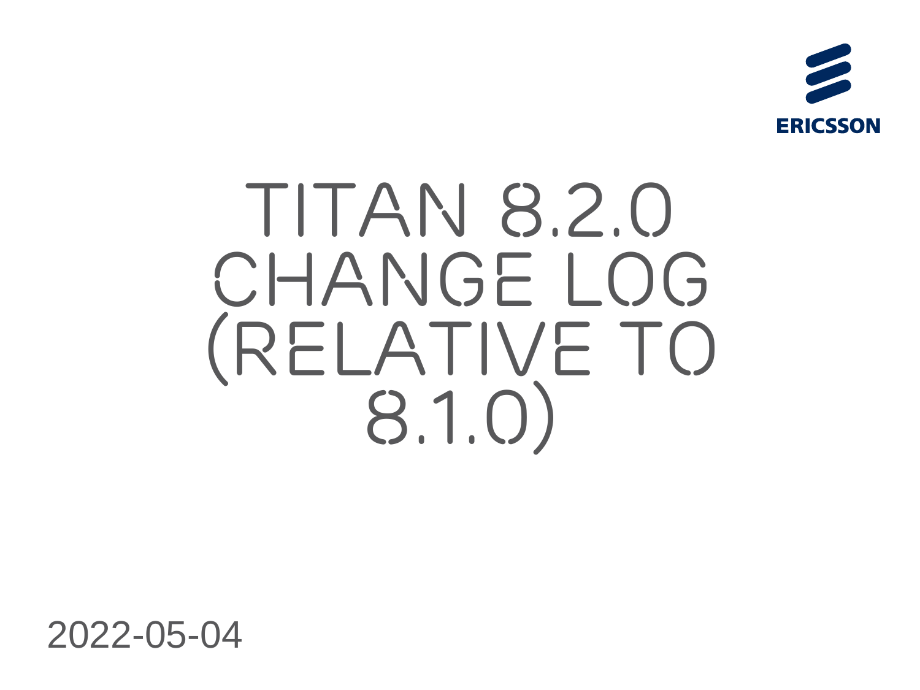ERICSSON

# TITAN 8.2.0 CHANGE LOG (RELATIVE TO 8.1.0)

2022-05-04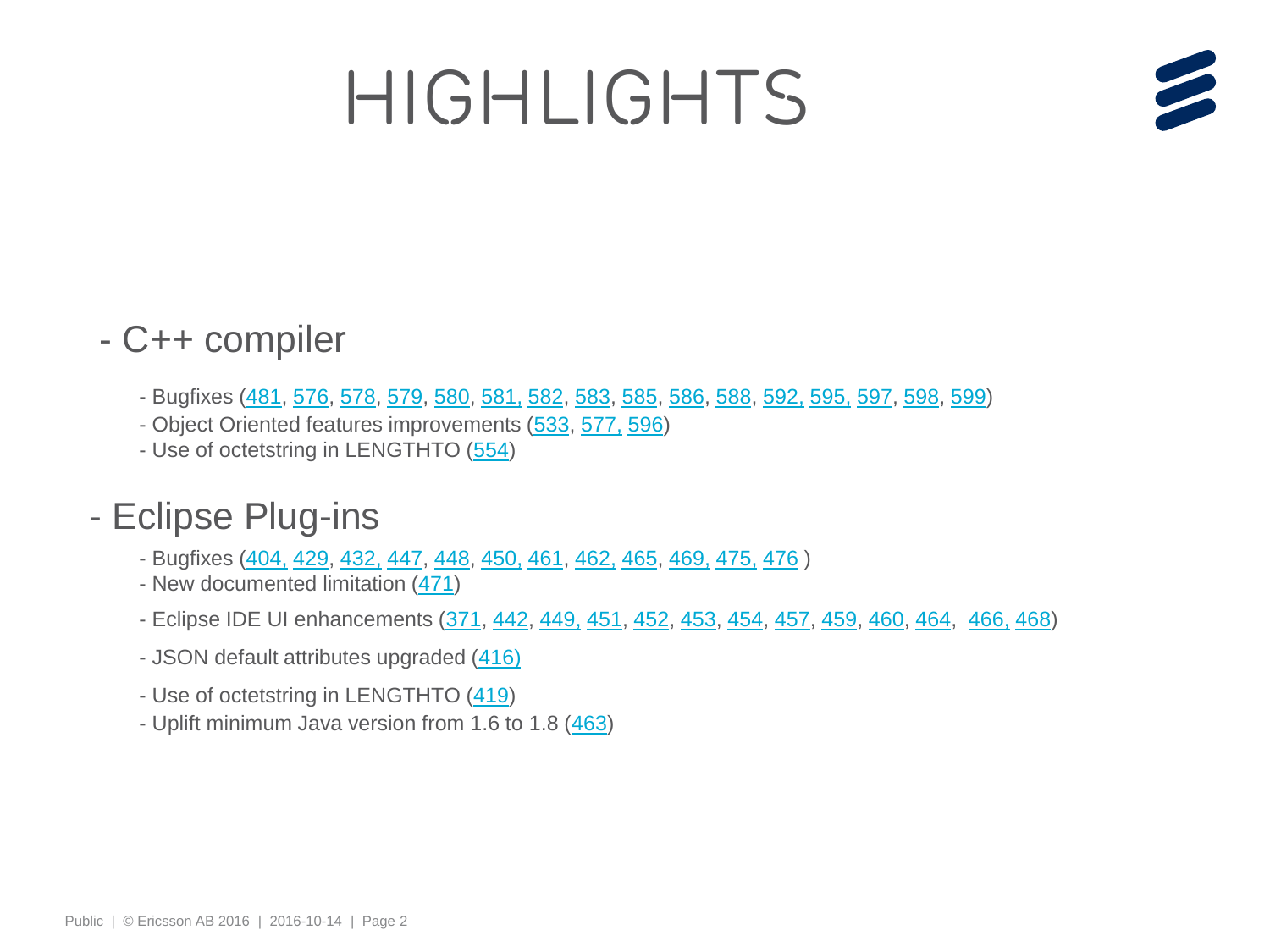# HIGHLIGHTS

- C++ compiler
  - Bugfixes (481, 576, 578, 579, 580, 581, 582, 583, 585, 586, 588, 592, 595, 597, 598, 599)
  - Object Oriented features improvements (533, 577, 596)
  - Use of octetstring in LENGTHTO (554)

- Eclipse Plug-ins
  - Bugfixes (404, 429, 432, 447, 448, 450, 461, 462, 465, 469, 475, 476 )
  - New documented limitation (471)
  - Eclipse IDE UI enhancements (371, 442, 449, 451, 452, 453, 454, 457, 459, 460, 464, 466, 468)
  - JSON default attributes upgraded (416)
  - Use of octetstring in LENGTHTO (419)
  - Uplift minimum Java version from 1.6 to 1.8 (463)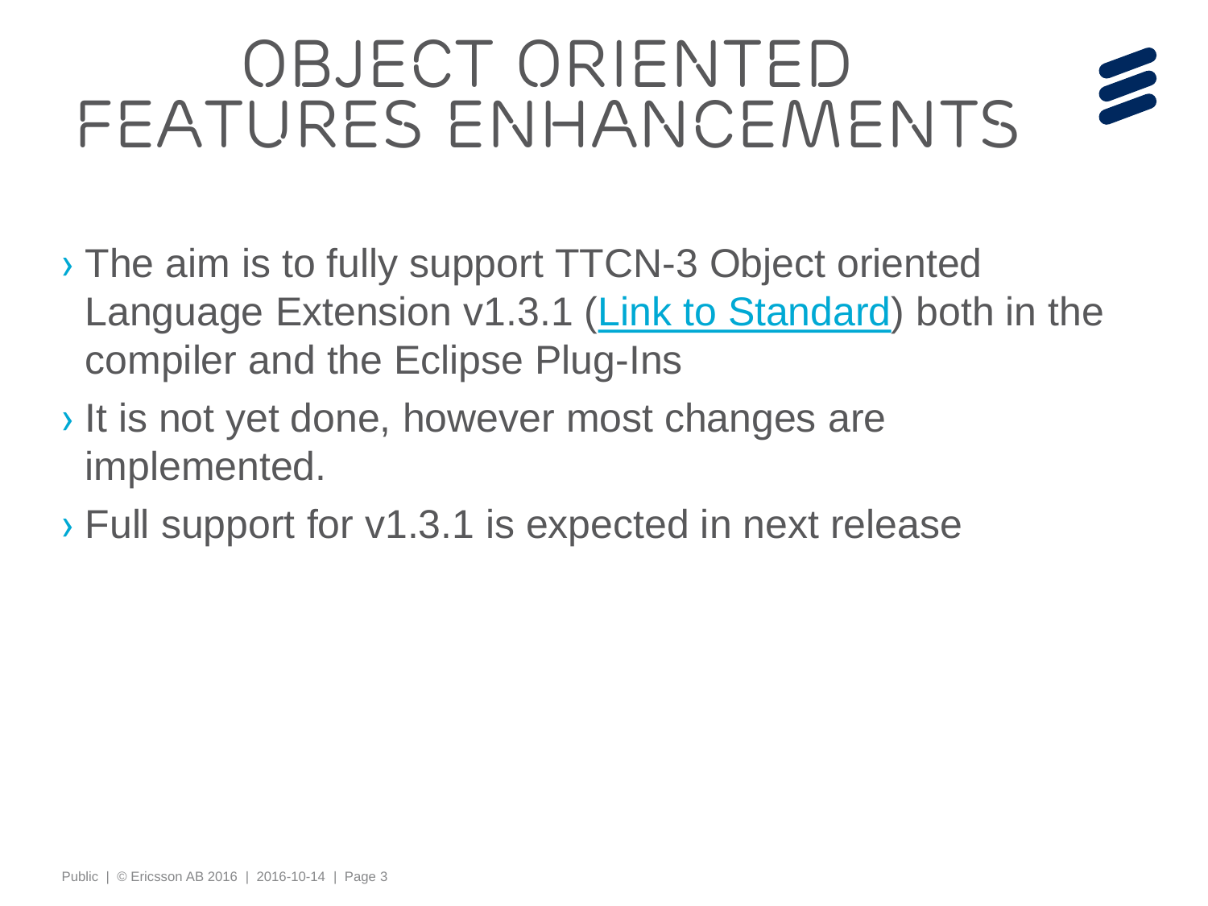# OBJECT ORIENTED FEATURES ENHANCEMENTS

- The aim is to fully support TTCN-3 Object oriented Language Extension v1.3.1 (Link to Standard) both in the compiler and the Eclipse Plug-Ins
- It is not yet done, however most changes are implemented.
- Full support for v1.3.1 is expected in next release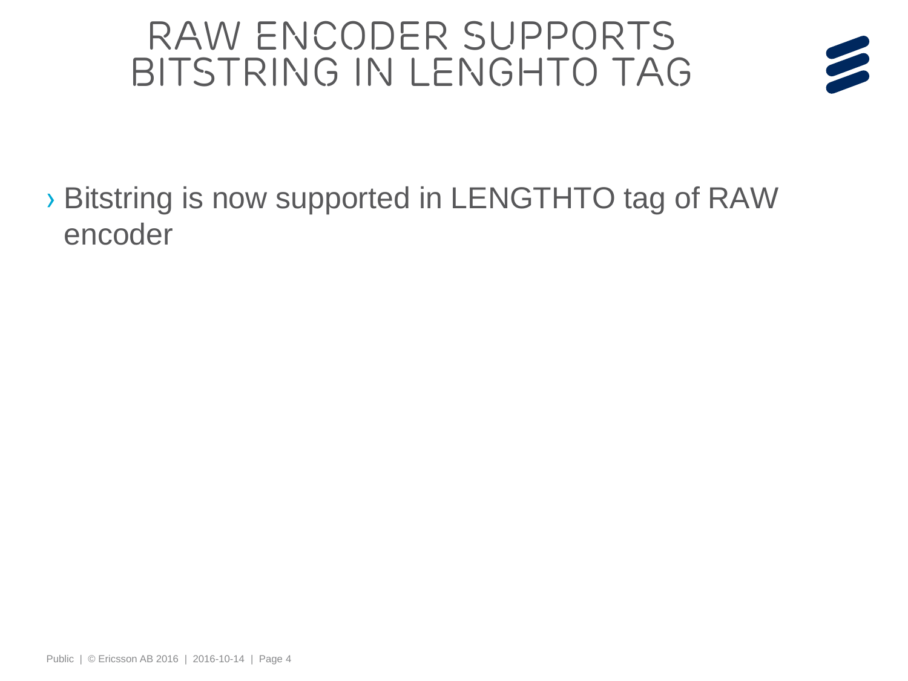# RAW ENCODER SUPPORTS BITSTRING IN LENGHTO TAG

- Bitstring is now supported in LENGTHTO tag of RAW encoder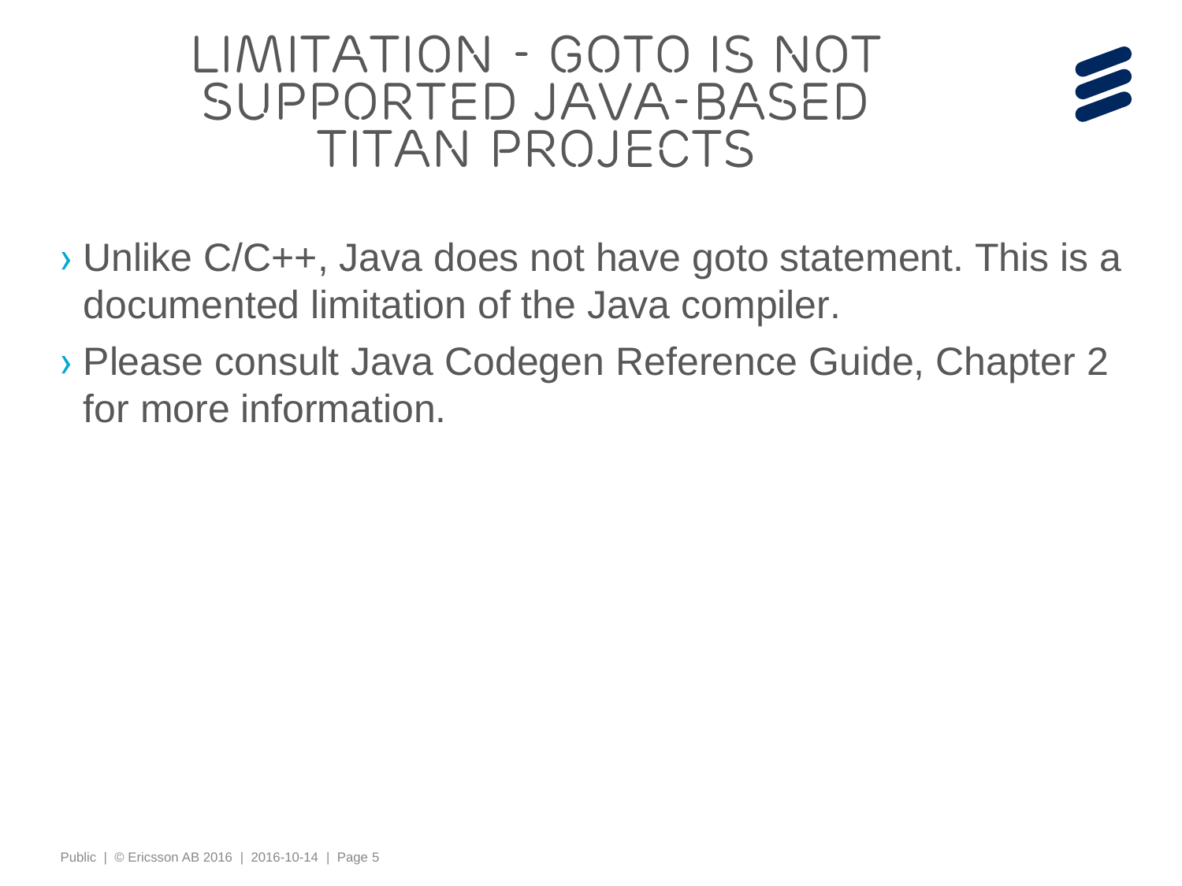# LIMITATION - GOTO IS NOT SUPPORTED JAVA-BASED TITAN PROJECTS

- Unlike C/C++, Java does not have goto statement. This is a documented limitation of the Java compiler.
- Please consult Java Codegen Reference Guide, Chapter 2 for more information.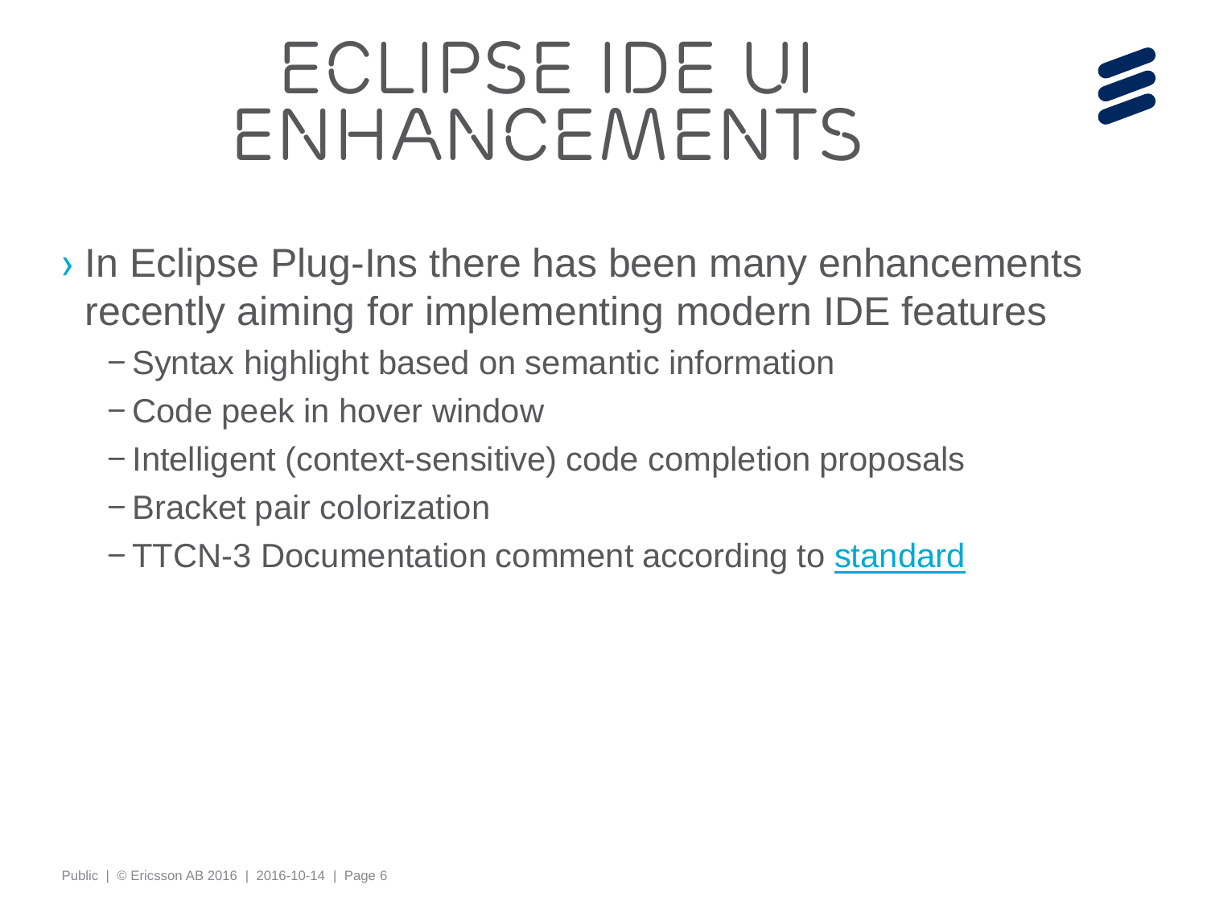# ECLIPSE IDE UI ENHANCEMENTS

- In Eclipse Plug-Ins there has been many enhancements recently aiming for implementing modern IDE features
  - Syntax highlight based on semantic information
  - Code peek in hover window
  - Intelligent (context-sensitive) code completion proposals
  - Bracket pair colorization
  - TTCN-3 Documentation comment according to standard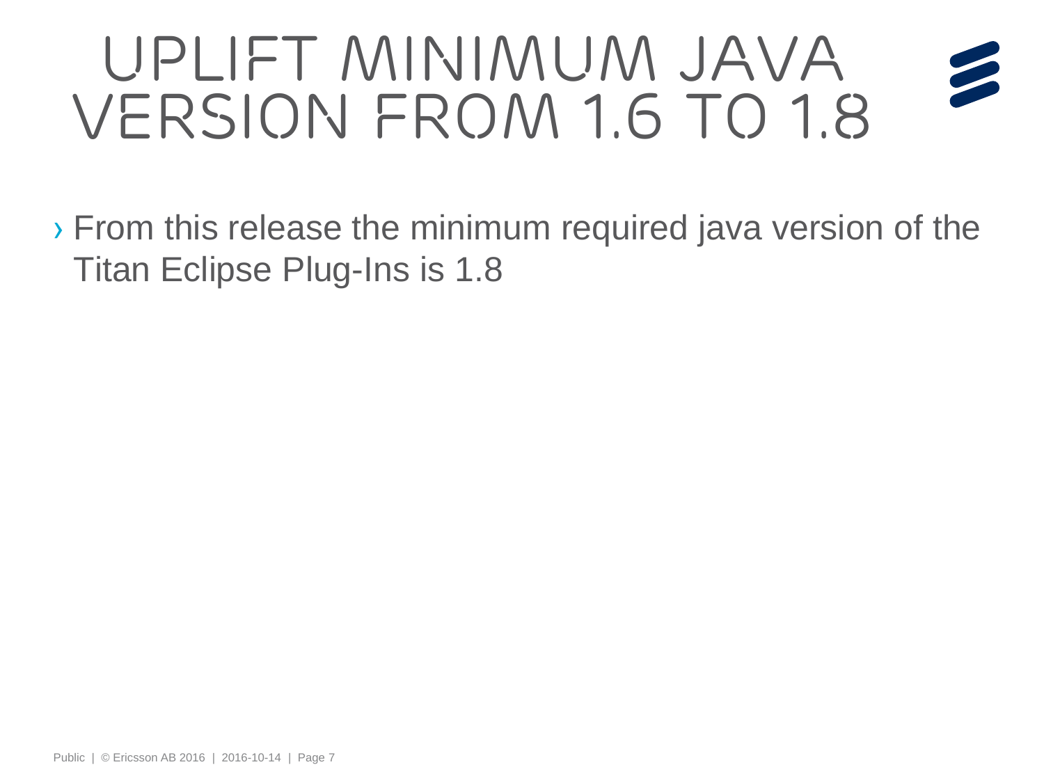# UPLIFT MINIMUM JAVA VERSION FROM 1.6 TO 1.8

- From this release the minimum required java version of the Titan Eclipse Plug-Ins is 1.8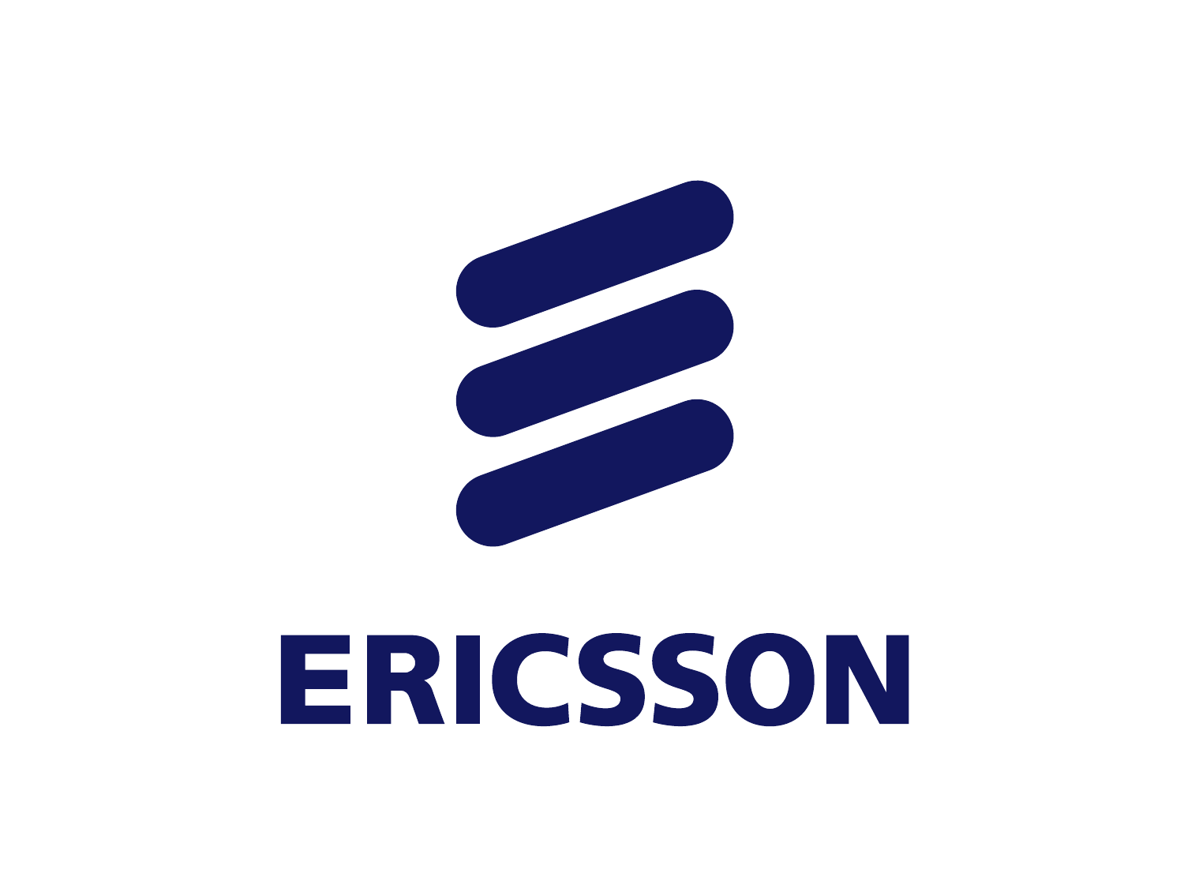ERICSSON